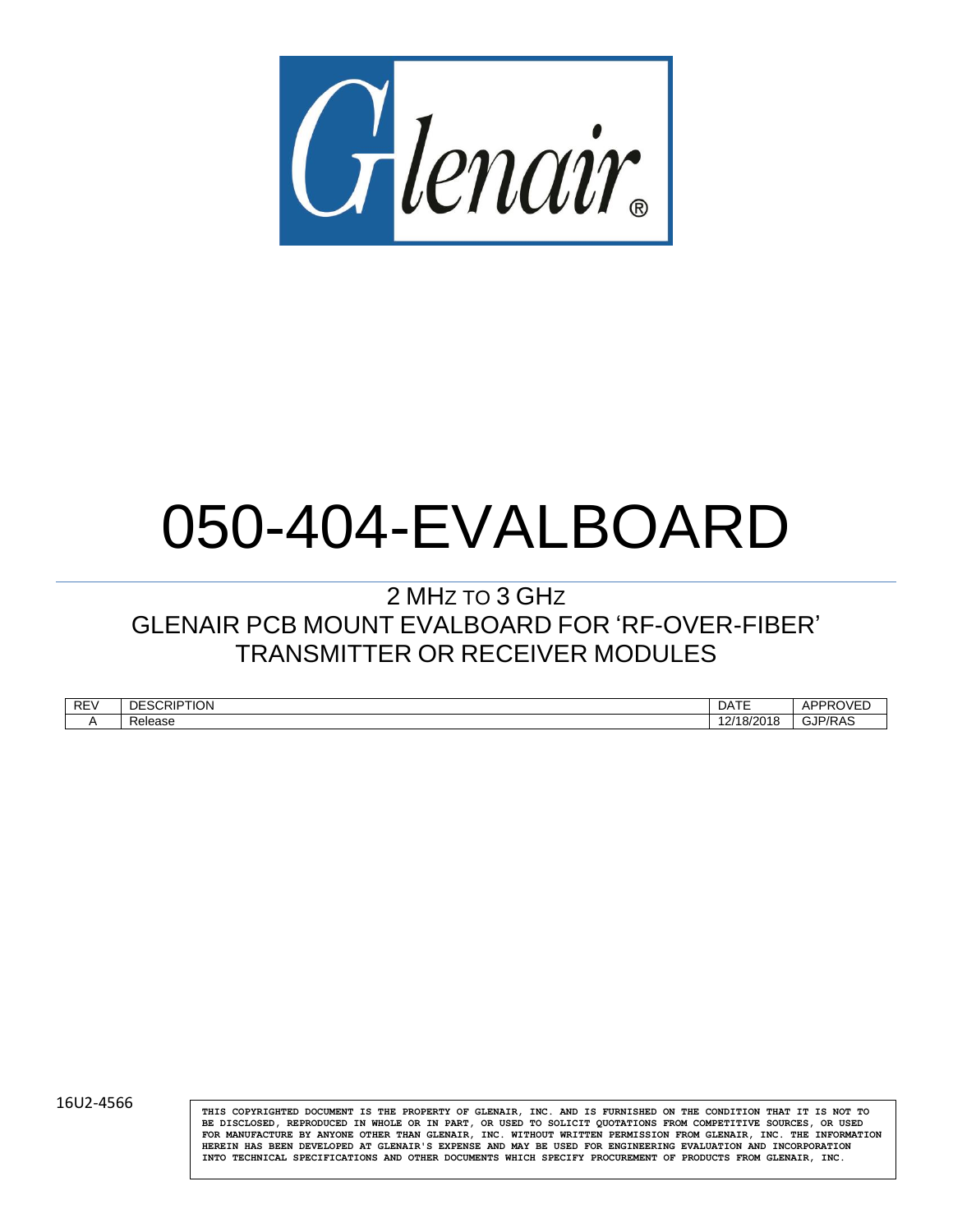# 050-404-EVALBOARD

## 2 MHz to 3 GHz
## GLENAIR PCB MOUNT EVALBOARD FOR 'RF-OVER-FIBER' TRANSMITTER OR RECEIVER MODULES

| REV | DESCRIPTION | DATE | APPROVED |
|---|---|---|---|
| A | Release | 12/18/2018 | GJP/RAS |

16U2-4566

THIS COPYRIGHTED DOCUMENT IS THE PROPERTY OF GLENAIR, INC. AND IS FURNISHED ON THE CONDITION THAT IT IS NOT TO BE DISCLOSED, REPRODUCED IN WHOLE OR IN PART, OR USED TO SOLICIT QUOTATIONS FROM COMPETITIVE SOURCES, OR USED FOR MANUFACTURE BY ANYONE OTHER THAN GLENAIR, INC. WITHOUT WRITTEN PERMISSION FROM GLENAIR, INC. THE INFORMATION HEREIN HAS BEEN DEVELOPED AT GLENAIR'S EXPENSE AND MAY BE USED FOR ENGINEERING EVALUATION AND INCORPORATION INTO TECHNICAL SPECIFICATIONS AND OTHER DOCUMENTS WHICH SPECIFY PROCUREMENT OF PRODUCTS FROM GLENAIR, INC.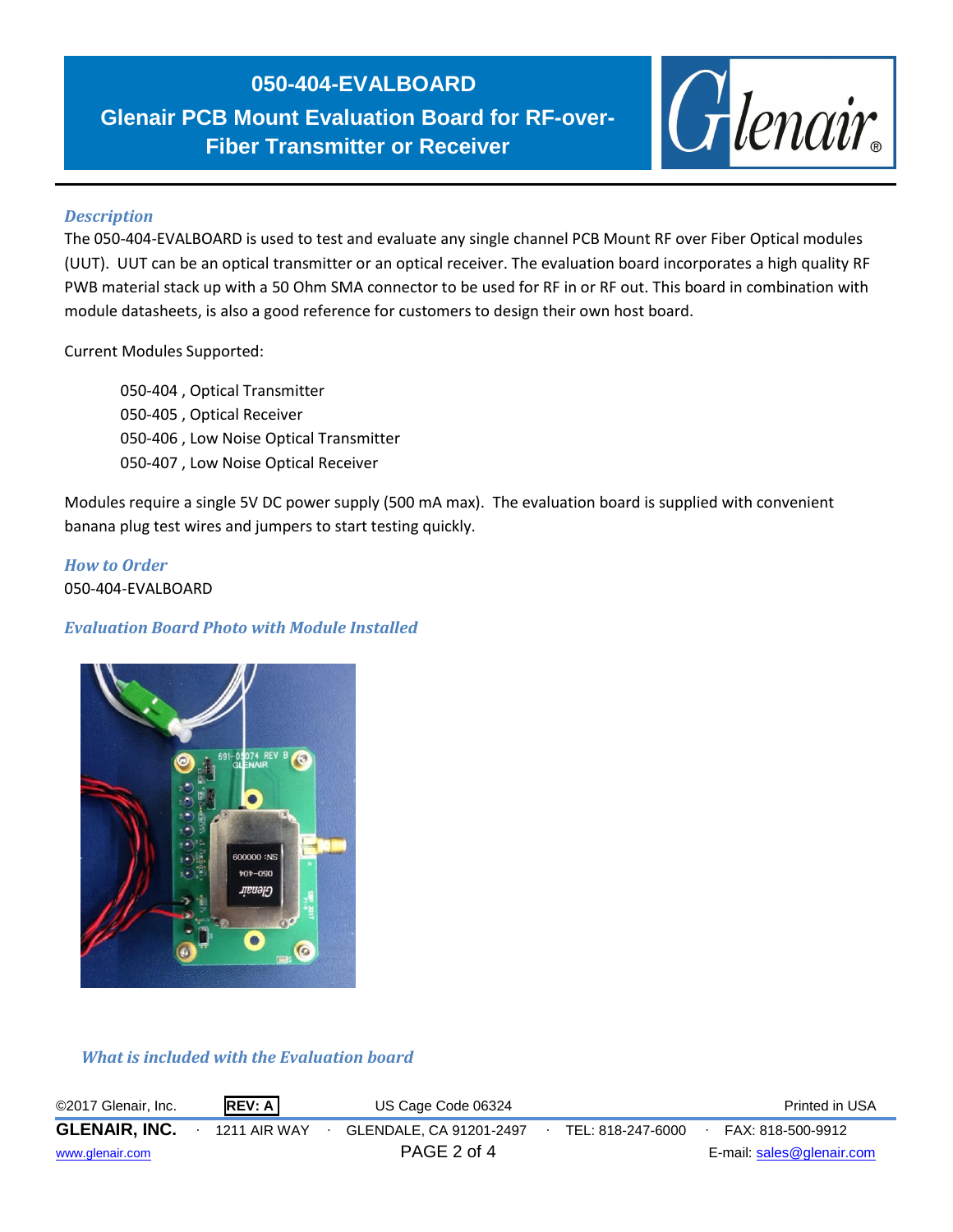# 050-404-EVALBOARD

## Glenair PCB Mount Evaluation Board for RF-over-Fiber Transmitter or Receiver

### *Description*

The 050-404-EVALBOARD is used to test and evaluate any single channel PCB Mount RF over Fiber Optical modules (UUT). UUT can be an optical transmitter or an optical receiver. The evaluation board incorporates a high quality RF PWB material stack up with a 50 Ohm SMA connector to be used for RF in or RF out. This board in combination with module datasheets, is also a good reference for customers to design their own host board.

Current Modules Supported:

- 050-404 , Optical Transmitter
- 050-405 , Optical Receiver
- 050-406 , Low Noise Optical Transmitter
- 050-407 , Low Noise Optical Receiver

Modules require a single 5V DC power supply (500 mA max). The evaluation board is supplied with convenient banana plug test wires and jumpers to start testing quickly.

### *How to Order*

050-404-EVALBOARD

### *Evaluation Board Photo with Module Installed*

### *What is included with the Evaluation board*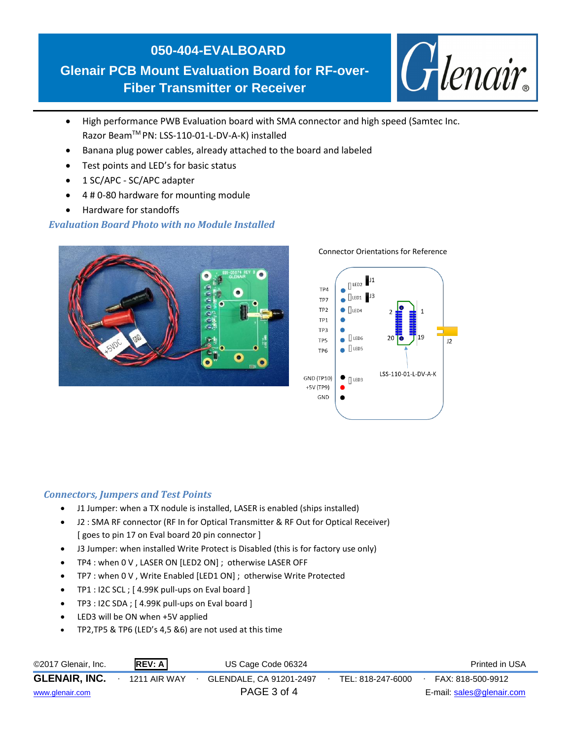# 050-404-EVALBOARD

## Glenair PCB Mount Evaluation Board for RF-over-Fiber Transmitter or Receiver

- High performance PWB Evaluation board with SMA connector and high speed (Samtec Inc. Razor Beam™ PN: LSS-110-01-L-DV-A-K) installed
- Banana plug power cables, already attached to the board and labeled
- Test points and LED's for basic status
- 1 SC/APC - SC/APC adapter
- 4 # 0-80 hardware for mounting module
- Hardware for standoffs

### *Evaluation Board Photo with no Module Installed*

Connector Orientations for Reference

TP4, TP7, TP2, TP1, TP3, TP5, TP6, GND (TP10), +5V (TP9), GND, LED2, LED1, LED4, LED6, LED5, LED3, J1, J3, J2, LSS-110-01-L-DV-A-K, 1, 2, 19, 20

### *Connectors, Jumpers and Test Points*

- J1 Jumper: when a TX nodule is installed, LASER is enabled (ships installed)
- J2 : SMA RF connector (RF In for Optical Transmitter & RF Out for Optical Receiver) [ goes to pin 17 on Eval board 20 pin connector ]
- J3 Jumper: when installed Write Protect is Disabled (this is for factory use only)
- TP4 : when 0 V , LASER ON [LED2 ON] ; otherwise LASER OFF
- TP7 : when 0 V , Write Enabled [LED1 ON] ; otherwise Write Protected
- TP1 : I2C SCL ; [ 4.99K pull-ups on Eval board ]
- TP3 : I2C SDA ; [ 4.99K pull-ups on Eval board ]
- LED3 will be ON when +5V applied
- TP2,TP5 & TP6 (LED's 4,5 &6) are not used at this time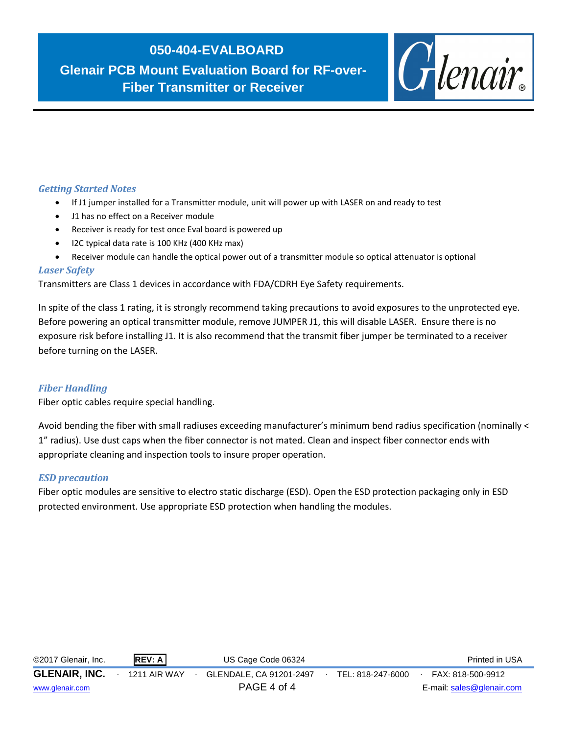### *Getting Started Notes*

- If J1 jumper installed for a Transmitter module, unit will power up with LASER on and ready to test
- J1 has no effect on a Receiver module
- Receiver is ready for test once Eval board is powered up
- I2C typical data rate is 100 KHz (400 KHz max)
- Receiver module can handle the optical power out of a transmitter module so optical attenuator is optional

### *Laser Safety*

Transmitters are Class 1 devices in accordance with FDA/CDRH Eye Safety requirements.

In spite of the class 1 rating, it is strongly recommend taking precautions to avoid exposures to the unprotected eye. Before powering an optical transmitter module, remove JUMPER J1, this will disable LASER. Ensure there is no exposure risk before installing J1. It is also recommend that the transmit fiber jumper be terminated to a receiver before turning on the LASER.

### *Fiber Handling*

Fiber optic cables require special handling.

Avoid bending the fiber with small radiuses exceeding manufacturer's minimum bend radius specification (nominally < 1" radius). Use dust caps when the fiber connector is not mated. Clean and inspect fiber connector ends with appropriate cleaning and inspection tools to insure proper operation.

### *ESD precaution*

Fiber optic modules are sensitive to electro static discharge (ESD). Open the ESD protection packaging only in ESD protected environment. Use appropriate ESD protection when handling the modules.